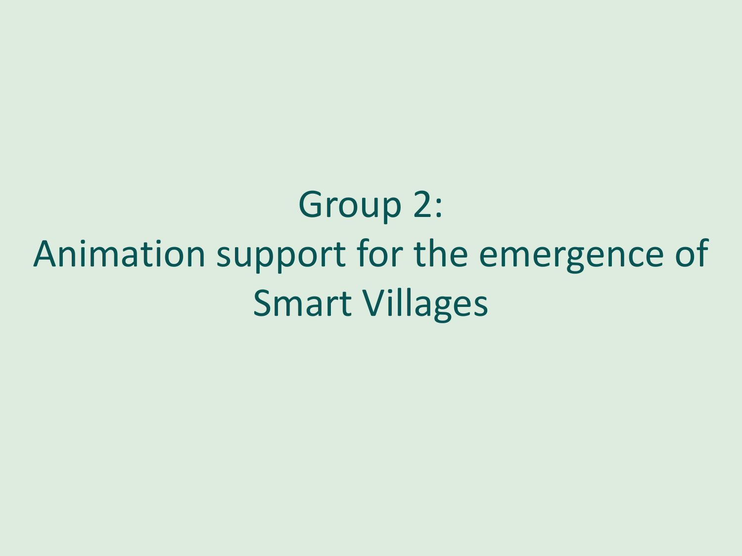# Group 2:
# Animation support for the emergence of Smart Villages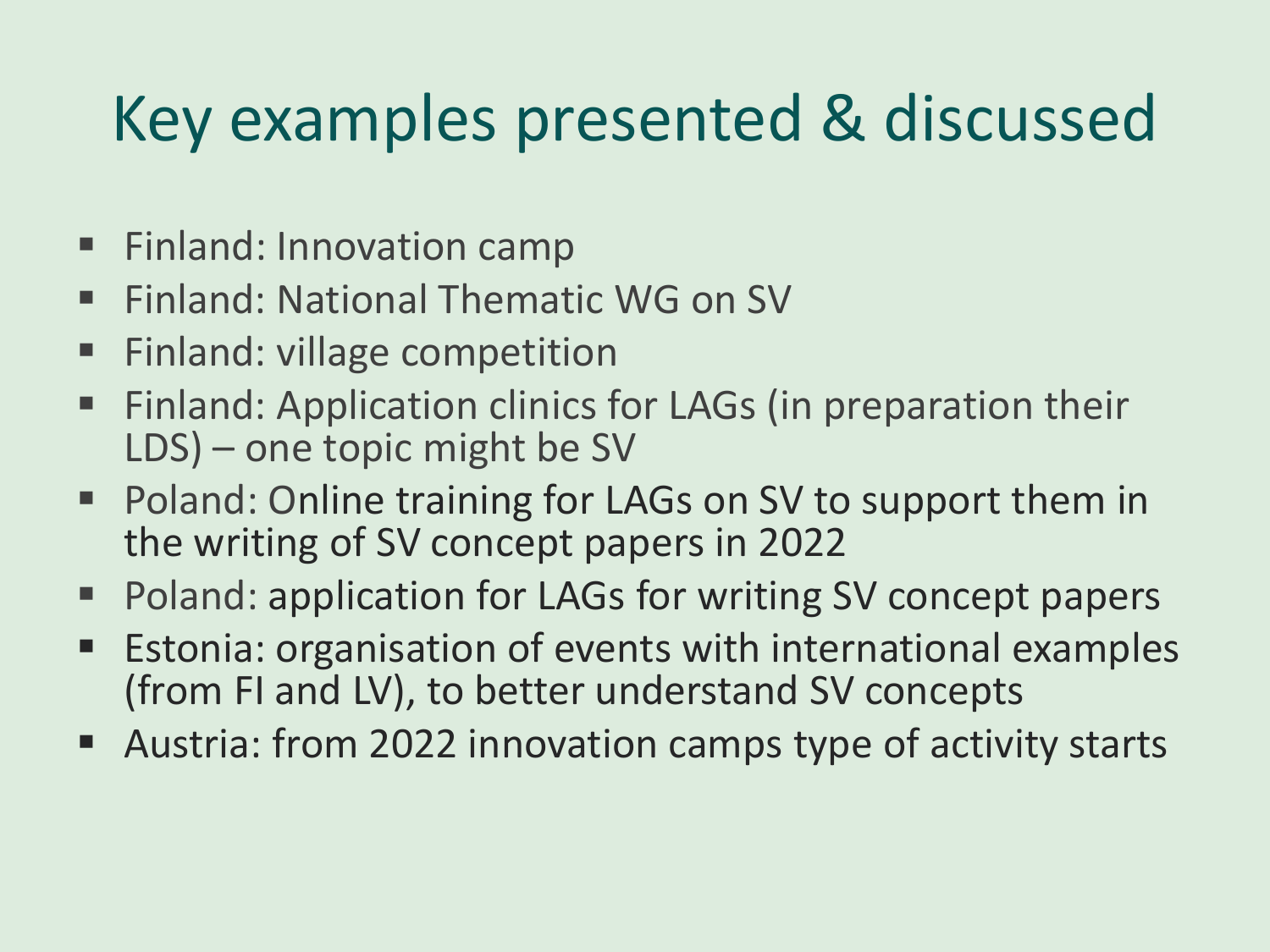# Key examples presented & discussed

- Finland: Innovation camp
- Finland: National Thematic WG on SV
- Finland: village competition
- Finland: Application clinics for LAGs (in preparation their LDS) – one topic might be SV
- Poland: Online training for LAGs on SV to support them in the writing of SV concept papers in 2022
- Poland: application for LAGs for writing SV concept papers
- Estonia: organisation of events with international examples (from FI and LV), to better understand SV concepts
- Austria: from 2022 innovation camps type of activity starts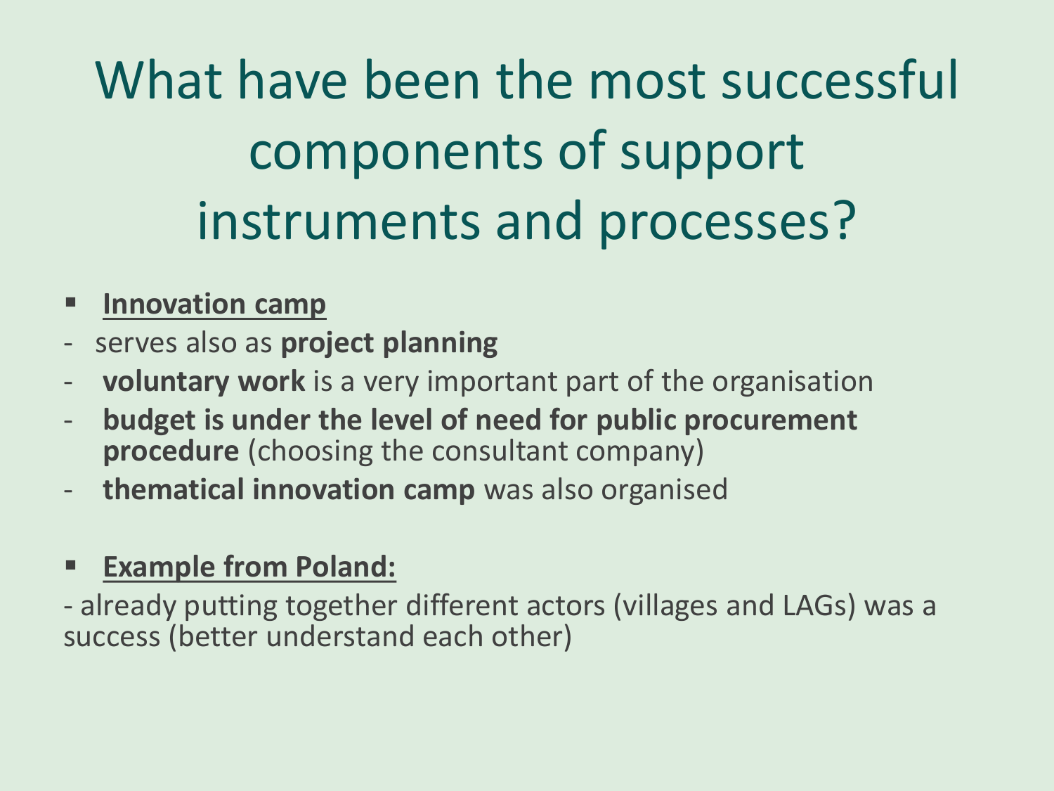# What have been the most successful components of support instruments and processes?

- **Innovation camp**

- serves also as **project planning**
- **voluntary work** is a very important part of the organisation
- **budget is under the level of need for public procurement procedure** (choosing the consultant company)
- **thematical innovation camp** was also organised

- **Example from Poland:**

- already putting together different actors (villages and LAGs) was a success (better understand each other)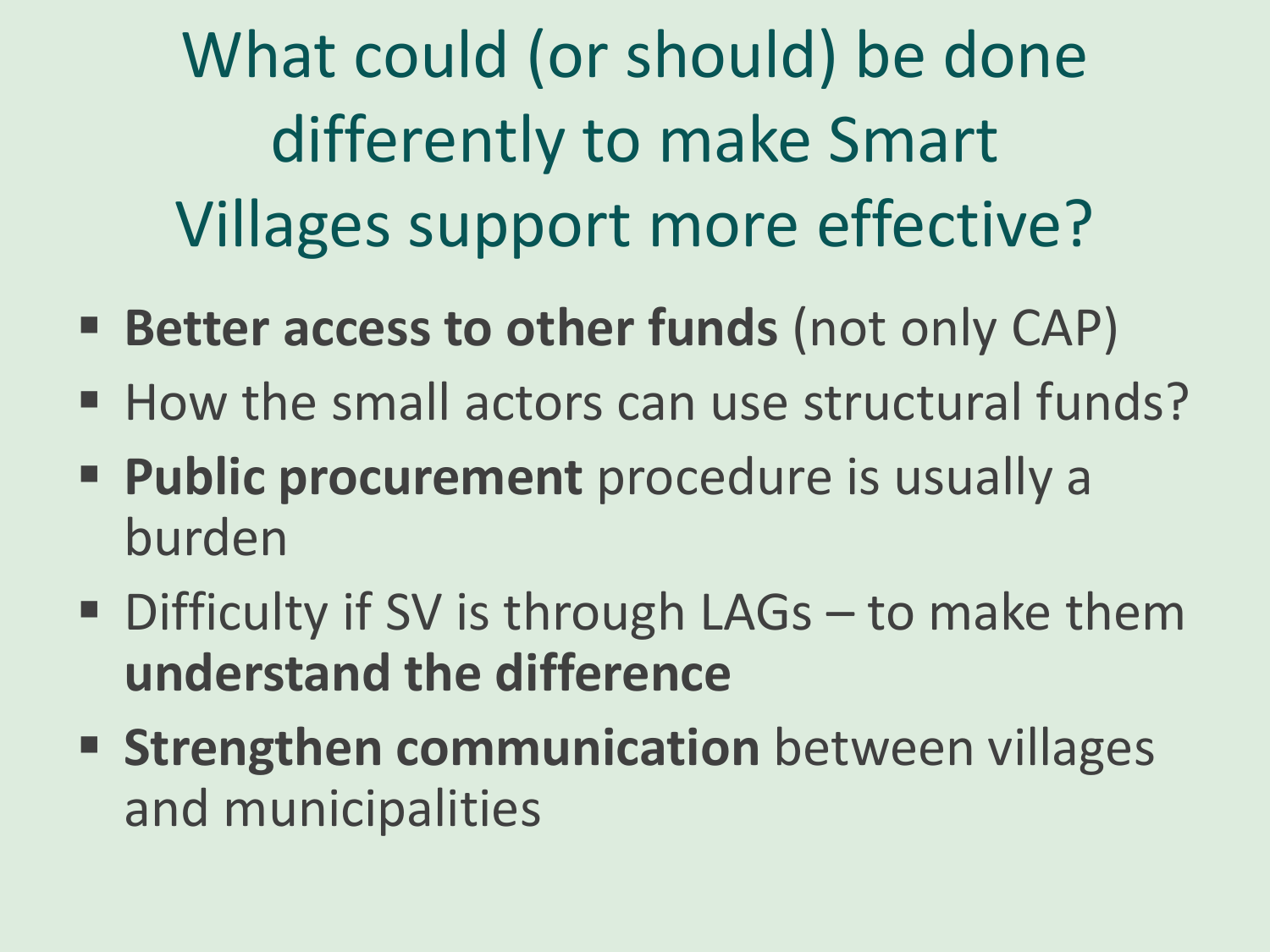# What could (or should) be done differently to make Smart Villages support more effective?

- **Better access to other funds** (not only CAP)
- How the small actors can use structural funds?
- **Public procurement** procedure is usually a burden
- Difficulty if SV is through LAGs – to make them **understand the difference**
- **Strengthen communication** between villages and municipalities